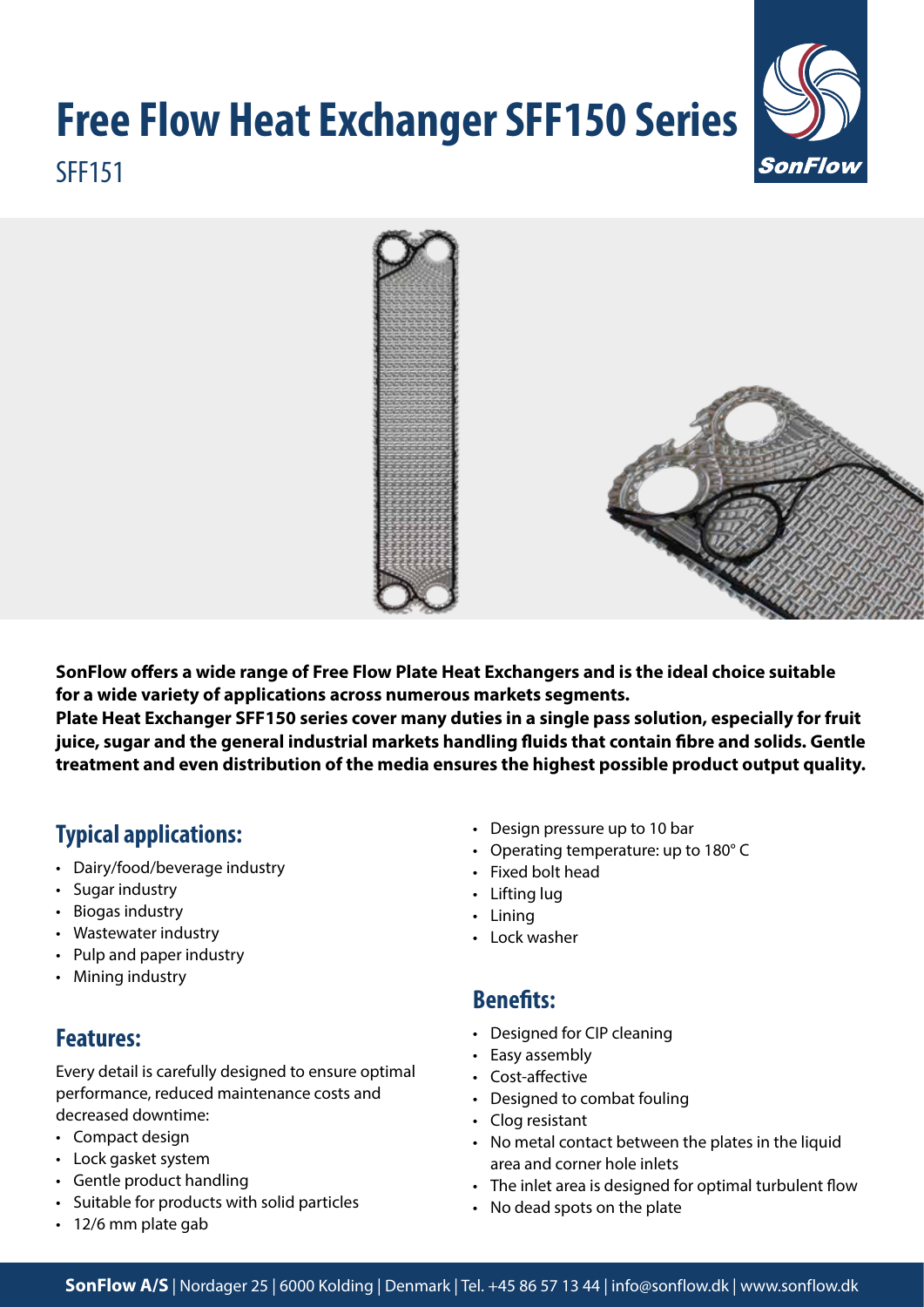# Free Flow Heat Exchanger SFF150 Series

SFF151

**SonFlow offers a wide range of Free Flow Plate Heat Exchangers and is the ideal choice suitable for a wide variety of applications across numerous markets segments.**
**Plate Heat Exchanger SFF150 series cover many duties in a single pass solution, especially for fruit juice, sugar and the general industrial markets handling fluids that contain fibre and solids. Gentle treatment and even distribution of the media ensures the highest possible product output quality.**

## Typical applications:

- Dairy/food/beverage industry
- Sugar industry
- Biogas industry
- Wastewater industry
- Pulp and paper industry
- Mining industry

## Features:

Every detail is carefully designed to ensure optimal performance, reduced maintenance costs and decreased downtime:

- Compact design
- Lock gasket system
- Gentle product handling
- Suitable for products with solid particles
- 12/6 mm plate gab
- Design pressure up to 10 bar
- Operating temperature: up to 180° C
- Fixed bolt head
- Lifting lug
- Lining
- Lock washer

## Benefits:

- Designed for CIP cleaning
- Easy assembly
- Cost-affective
- Designed to combat fouling
- Clog resistant
- No metal contact between the plates in the liquid area and corner hole inlets
- The inlet area is designed for optimal turbulent flow
- No dead spots on the plate

**SonFlow A/S** | Nordager 25 | 6000 Kolding | Denmark | Tel. +45 86 57 13 44 | info@sonflow.dk | www.sonflow.dk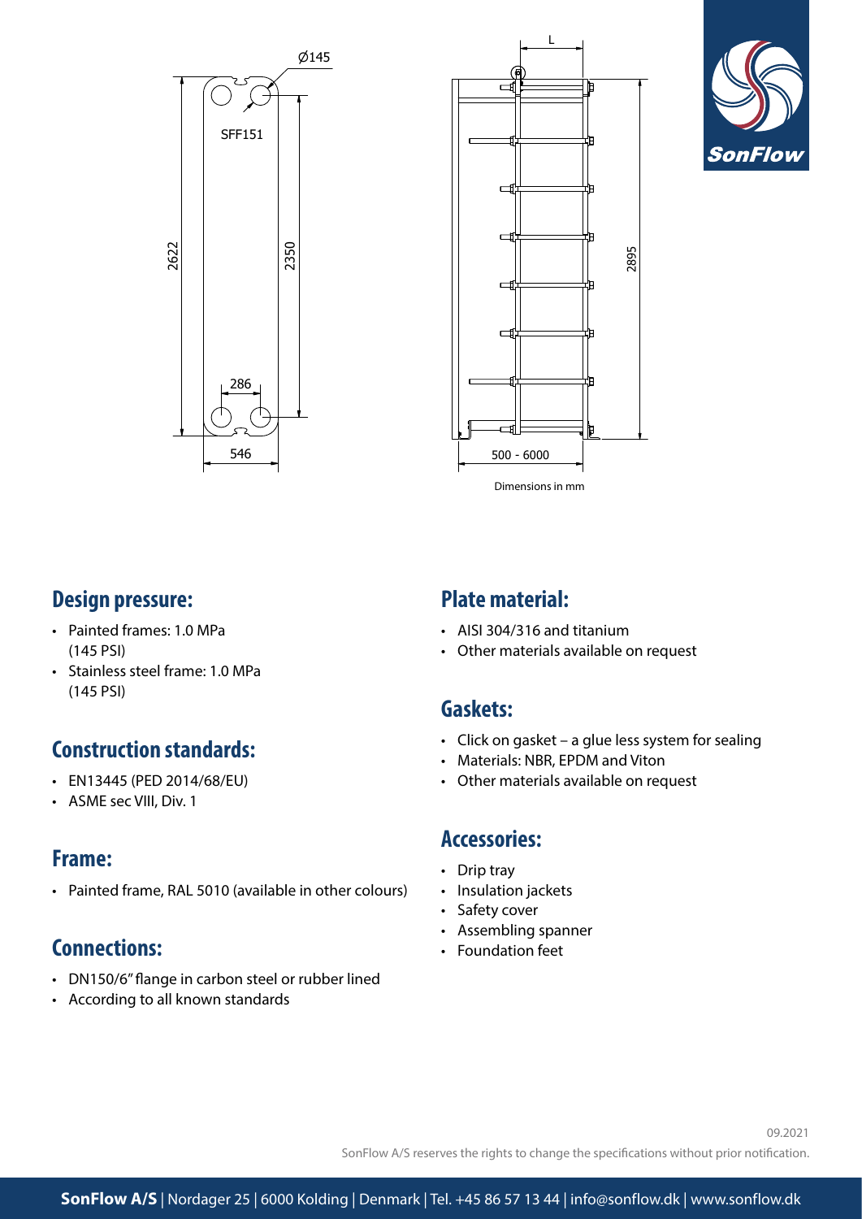Ø145

SFF151

2622

2350

286

546

L

2895

500 - 6000

Dimensions in mm

SonFlow

## Design pressure:

- Painted frames: 1.0 MPa (145 PSI)
- Stainless steel frame: 1.0 MPa (145 PSI)

## Construction standards:

- EN13445 (PED 2014/68/EU)
- ASME sec VIII, Div. 1

## Frame:

- Painted frame, RAL 5010 (available in other colours)

## Connections:

- DN150/6" flange in carbon steel or rubber lined
- According to all known standards

## Plate material:

- AISI 304/316 and titanium
- Other materials available on request

## Gaskets:

- Click on gasket – a glue less system for sealing
- Materials: NBR, EPDM and Viton
- Other materials available on request

## Accessories:

- Drip tray
- Insulation jackets
- Safety cover
- Assembling spanner
- Foundation feet

09.2021

SonFlow A/S reserves the rights to change the specifications without prior notification.

**SonFlow A/S** | Nordager 25 | 6000 Kolding | Denmark | Tel. +45 86 57 13 44 | info@sonflow.dk | www.sonflow.dk